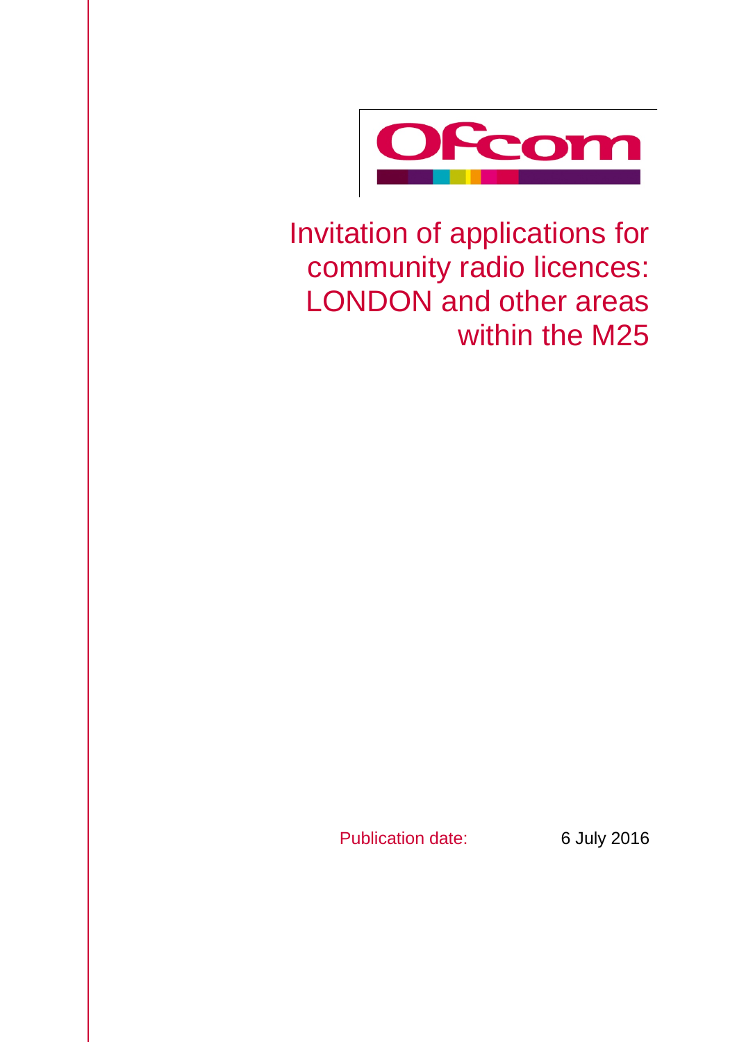Ofcom

# Invitation of applications for community radio licences: LONDON and other areas within the M25

Publication date: 6 July 2016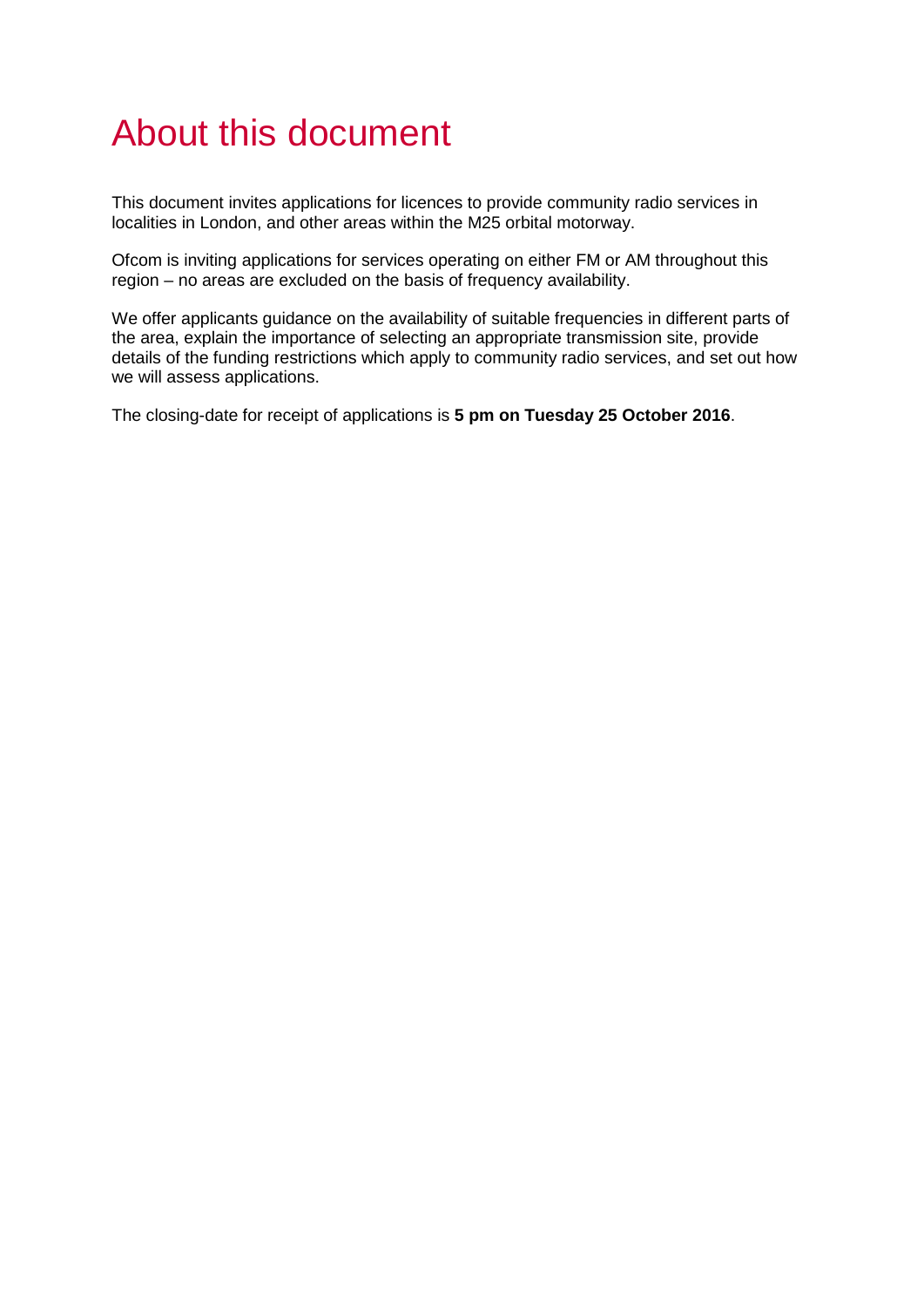# About this document

This document invites applications for licences to provide community radio services in localities in London, and other areas within the M25 orbital motorway.

Ofcom is inviting applications for services operating on either FM or AM throughout this region – no areas are excluded on the basis of frequency availability.

We offer applicants guidance on the availability of suitable frequencies in different parts of the area, explain the importance of selecting an appropriate transmission site, provide details of the funding restrictions which apply to community radio services, and set out how we will assess applications.

The closing-date for receipt of applications is **5 pm on Tuesday 25 October 2016**.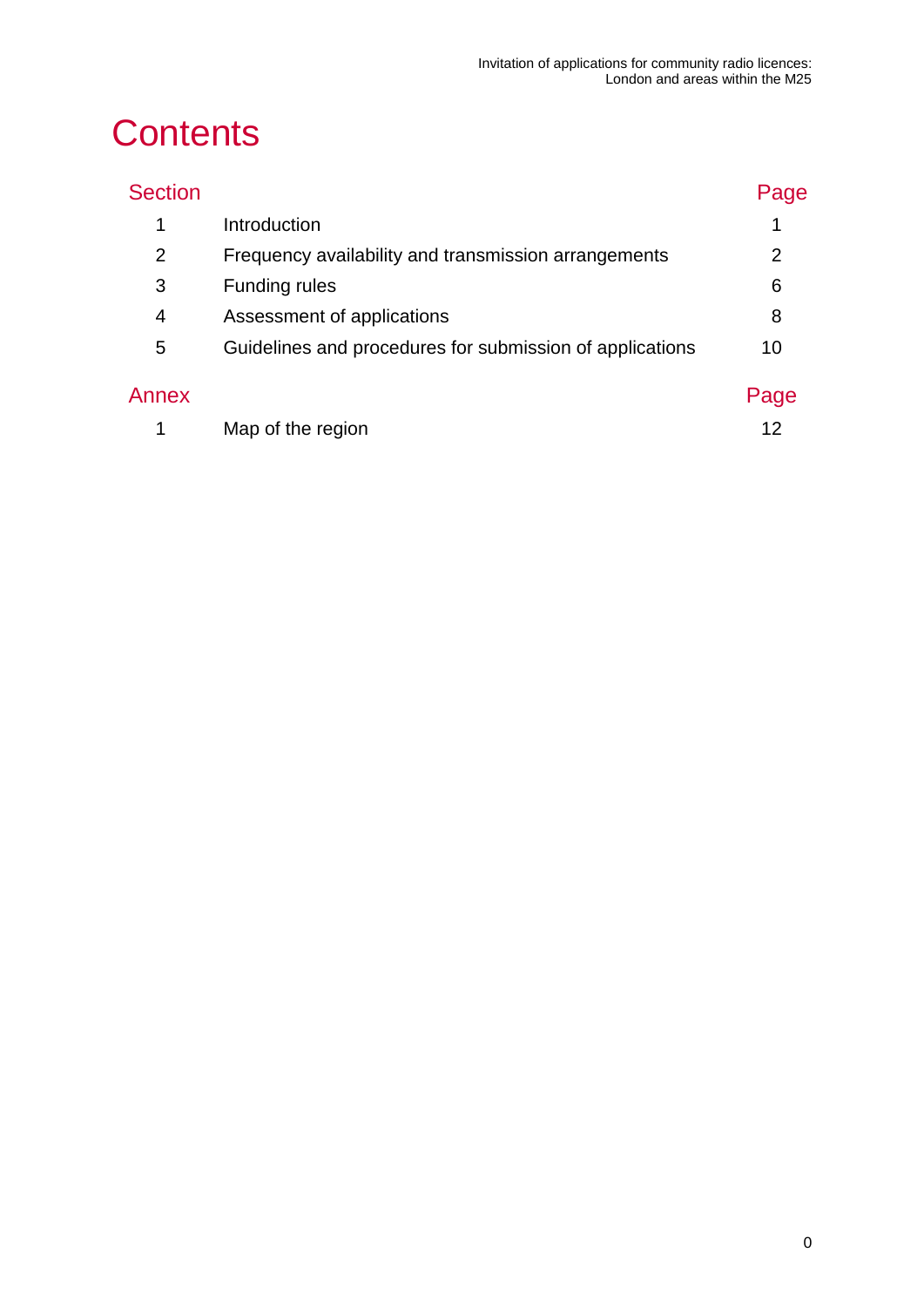# Contents

| Section | | Page |
|---|---|---|
| 1 | Introduction | 1 |
| 2 | Frequency availability and transmission arrangements | 2 |
| 3 | Funding rules | 6 |
| 4 | Assessment of applications | 8 |
| 5 | Guidelines and procedures for submission of applications | 10 |

| Annex | | Page |
|---|---|---|
| 1 | Map of the region | 12 |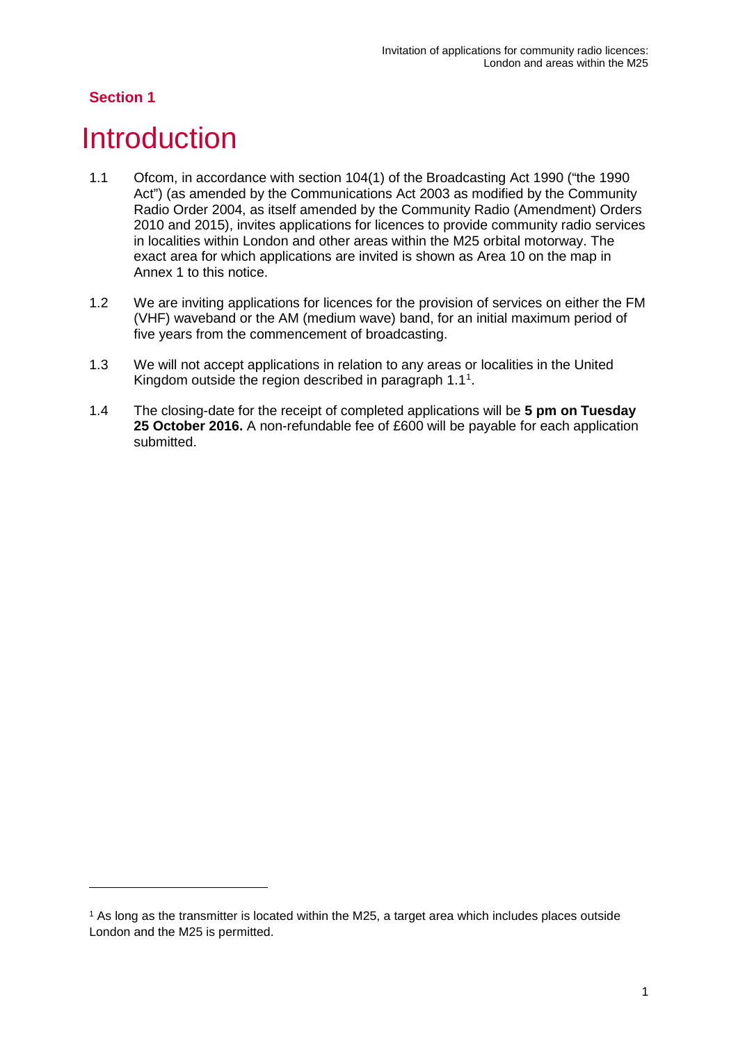**Section 1**

# Introduction

1.1 Ofcom, in accordance with section 104(1) of the Broadcasting Act 1990 ("the 1990 Act") (as amended by the Communications Act 2003 as modified by the Community Radio Order 2004, as itself amended by the Community Radio (Amendment) Orders 2010 and 2015), invites applications for licences to provide community radio services in localities within London and other areas within the M25 orbital motorway. The exact area for which applications are invited is shown as Area 10 on the map in Annex 1 to this notice.

1.2 We are inviting applications for licences for the provision of services on either the FM (VHF) waveband or the AM (medium wave) band, for an initial maximum period of five years from the commencement of broadcasting.

1.3 We will not accept applications in relation to any areas or localities in the United Kingdom outside the region described in paragraph 1.1[1].

1.4 The closing-date for the receipt of completed applications will be **5 pm on Tuesday 25 October 2016.** A non-refundable fee of £600 will be payable for each application submitted.

[1] As long as the transmitter is located within the M25, a target area which includes places outside London and the M25 is permitted.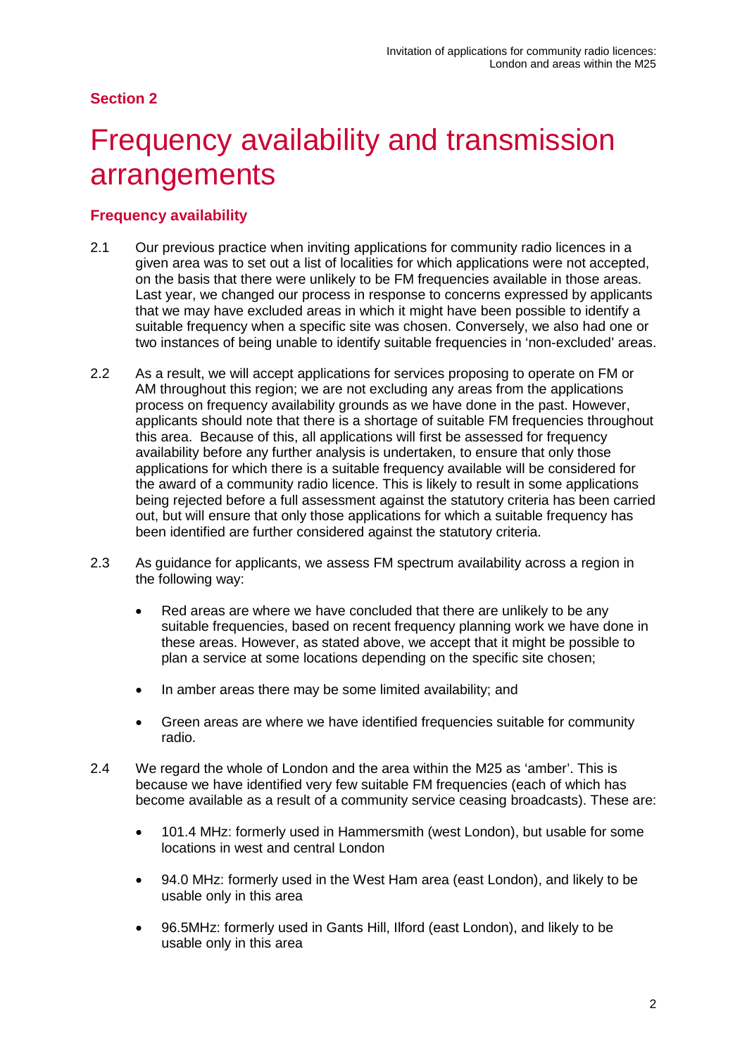## Section 2

# Frequency availability and transmission arrangements

### Frequency availability

2.1 Our previous practice when inviting applications for community radio licences in a given area was to set out a list of localities for which applications were not accepted, on the basis that there were unlikely to be FM frequencies available in those areas. Last year, we changed our process in response to concerns expressed by applicants that we may have excluded areas in which it might have been possible to identify a suitable frequency when a specific site was chosen. Conversely, we also had one or two instances of being unable to identify suitable frequencies in 'non-excluded' areas.

2.2 As a result, we will accept applications for services proposing to operate on FM or AM throughout this region; we are not excluding any areas from the applications process on frequency availability grounds as we have done in the past. However, applicants should note that there is a shortage of suitable FM frequencies throughout this area. Because of this, all applications will first be assessed for frequency availability before any further analysis is undertaken, to ensure that only those applications for which there is a suitable frequency available will be considered for the award of a community radio licence. This is likely to result in some applications being rejected before a full assessment against the statutory criteria has been carried out, but will ensure that only those applications for which a suitable frequency has been identified are further considered against the statutory criteria.

2.3 As guidance for applicants, we assess FM spectrum availability across a region in the following way:

- Red areas are where we have concluded that there are unlikely to be any suitable frequencies, based on recent frequency planning work we have done in these areas. However, as stated above, we accept that it might be possible to plan a service at some locations depending on the specific site chosen;
- In amber areas there may be some limited availability; and
- Green areas are where we have identified frequencies suitable for community radio.

2.4 We regard the whole of London and the area within the M25 as 'amber'. This is because we have identified very few suitable FM frequencies (each of which has become available as a result of a community service ceasing broadcasts). These are:

- 101.4 MHz: formerly used in Hammersmith (west London), but usable for some locations in west and central London
- 94.0 MHz: formerly used in the West Ham area (east London), and likely to be usable only in this area
- 96.5MHz: formerly used in Gants Hill, Ilford (east London), and likely to be usable only in this area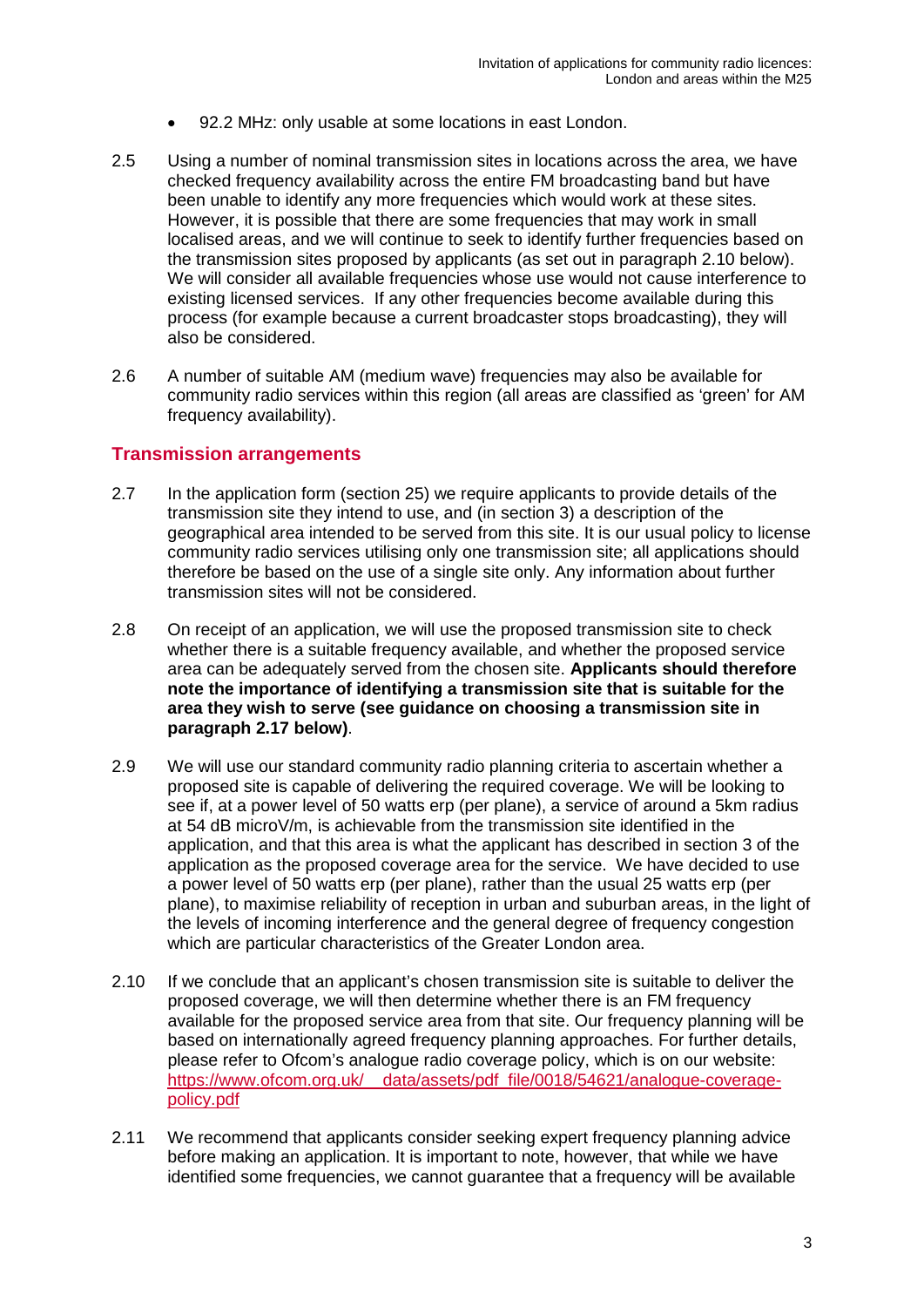- 92.2 MHz: only usable at some locations in east London.

2.5 Using a number of nominal transmission sites in locations across the area, we have checked frequency availability across the entire FM broadcasting band but have been unable to identify any more frequencies which would work at these sites. However, it is possible that there are some frequencies that may work in small localised areas, and we will continue to seek to identify further frequencies based on the transmission sites proposed by applicants (as set out in paragraph 2.10 below). We will consider all available frequencies whose use would not cause interference to existing licensed services. If any other frequencies become available during this process (for example because a current broadcaster stops broadcasting), they will also be considered.

2.6 A number of suitable AM (medium wave) frequencies may also be available for community radio services within this region (all areas are classified as 'green' for AM frequency availability).

## Transmission arrangements

2.7 In the application form (section 25) we require applicants to provide details of the transmission site they intend to use, and (in section 3) a description of the geographical area intended to be served from this site. It is our usual policy to license community radio services utilising only one transmission site; all applications should therefore be based on the use of a single site only. Any information about further transmission sites will not be considered.

2.8 On receipt of an application, we will use the proposed transmission site to check whether there is a suitable frequency available, and whether the proposed service area can be adequately served from the chosen site. **Applicants should therefore note the importance of identifying a transmission site that is suitable for the area they wish to serve (see guidance on choosing a transmission site in paragraph 2.17 below)**.

2.9 We will use our standard community radio planning criteria to ascertain whether a proposed site is capable of delivering the required coverage. We will be looking to see if, at a power level of 50 watts erp (per plane), a service of around a 5km radius at 54 dB microV/m, is achievable from the transmission site identified in the application, and that this area is what the applicant has described in section 3 of the application as the proposed coverage area for the service. We have decided to use a power level of 50 watts erp (per plane), rather than the usual 25 watts erp (per plane), to maximise reliability of reception in urban and suburban areas, in the light of the levels of incoming interference and the general degree of frequency congestion which are particular characteristics of the Greater London area.

2.10 If we conclude that an applicant's chosen transmission site is suitable to deliver the proposed coverage, we will then determine whether there is an FM frequency available for the proposed service area from that site. Our frequency planning will be based on internationally agreed frequency planning approaches. For further details, please refer to Ofcom's analogue radio coverage policy, which is on our website: [https://www.ofcom.org.uk/__data/assets/pdf_file/0018/54621/analogue-coverage-policy.pdf](https://www.ofcom.org.uk/__data/assets/pdf_file/0018/54621/analogue-coverage-policy.pdf)

2.11 We recommend that applicants consider seeking expert frequency planning advice before making an application. It is important to note, however, that while we have identified some frequencies, we cannot guarantee that a frequency will be available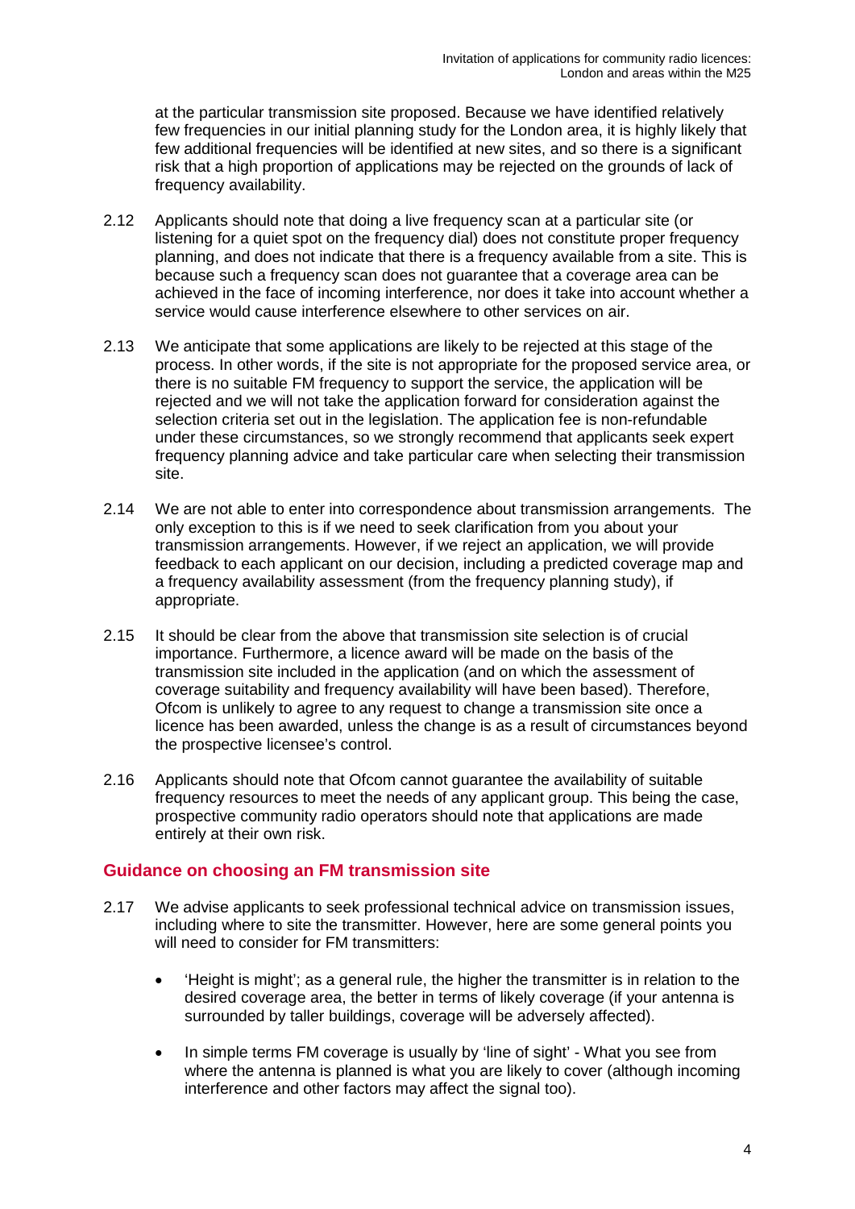at the particular transmission site proposed. Because we have identified relatively few frequencies in our initial planning study for the London area, it is highly likely that few additional frequencies will be identified at new sites, and so there is a significant risk that a high proportion of applications may be rejected on the grounds of lack of frequency availability.

2.12 Applicants should note that doing a live frequency scan at a particular site (or listening for a quiet spot on the frequency dial) does not constitute proper frequency planning, and does not indicate that there is a frequency available from a site. This is because such a frequency scan does not guarantee that a coverage area can be achieved in the face of incoming interference, nor does it take into account whether a service would cause interference elsewhere to other services on air.

2.13 We anticipate that some applications are likely to be rejected at this stage of the process. In other words, if the site is not appropriate for the proposed service area, or there is no suitable FM frequency to support the service, the application will be rejected and we will not take the application forward for consideration against the selection criteria set out in the legislation. The application fee is non-refundable under these circumstances, so we strongly recommend that applicants seek expert frequency planning advice and take particular care when selecting their transmission site.

2.14 We are not able to enter into correspondence about transmission arrangements. The only exception to this is if we need to seek clarification from you about your transmission arrangements. However, if we reject an application, we will provide feedback to each applicant on our decision, including a predicted coverage map and a frequency availability assessment (from the frequency planning study), if appropriate.

2.15 It should be clear from the above that transmission site selection is of crucial importance. Furthermore, a licence award will be made on the basis of the transmission site included in the application (and on which the assessment of coverage suitability and frequency availability will have been based). Therefore, Ofcom is unlikely to agree to any request to change a transmission site once a licence has been awarded, unless the change is as a result of circumstances beyond the prospective licensee's control.

2.16 Applicants should note that Ofcom cannot guarantee the availability of suitable frequency resources to meet the needs of any applicant group. This being the case, prospective community radio operators should note that applications are made entirely at their own risk.

## Guidance on choosing an FM transmission site

2.17 We advise applicants to seek professional technical advice on transmission issues, including where to site the transmitter. However, here are some general points you will need to consider for FM transmitters:

- 'Height is might'; as a general rule, the higher the transmitter is in relation to the desired coverage area, the better in terms of likely coverage (if your antenna is surrounded by taller buildings, coverage will be adversely affected).
- In simple terms FM coverage is usually by 'line of sight' - What you see from where the antenna is planned is what you are likely to cover (although incoming interference and other factors may affect the signal too).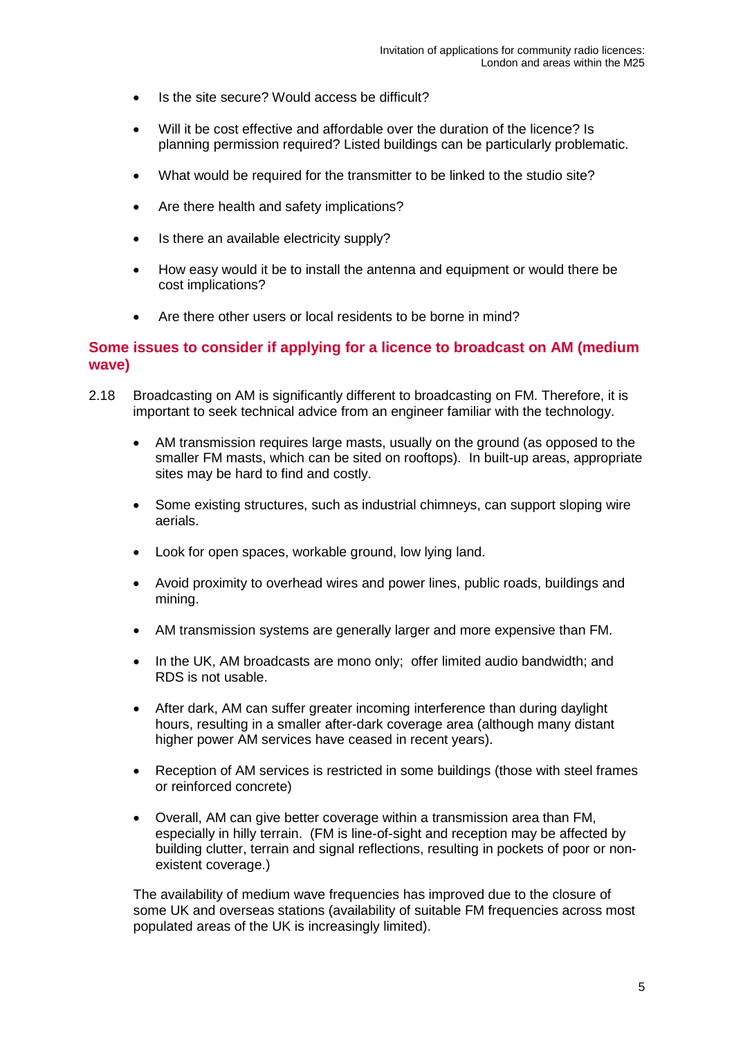- Is the site secure? Would access be difficult?
- Will it be cost effective and affordable over the duration of the licence? Is planning permission required? Listed buildings can be particularly problematic.
- What would be required for the transmitter to be linked to the studio site?
- Are there health and safety implications?
- Is there an available electricity supply?
- How easy would it be to install the antenna and equipment or would there be cost implications?
- Are there other users or local residents to be borne in mind?

## Some issues to consider if applying for a licence to broadcast on AM (medium wave)

2.18 Broadcasting on AM is significantly different to broadcasting on FM. Therefore, it is important to seek technical advice from an engineer familiar with the technology.

- AM transmission requires large masts, usually on the ground (as opposed to the smaller FM masts, which can be sited on rooftops). In built-up areas, appropriate sites may be hard to find and costly.
- Some existing structures, such as industrial chimneys, can support sloping wire aerials.
- Look for open spaces, workable ground, low lying land.
- Avoid proximity to overhead wires and power lines, public roads, buildings and mining.
- AM transmission systems are generally larger and more expensive than FM.
- In the UK, AM broadcasts are mono only; offer limited audio bandwidth; and RDS is not usable.
- After dark, AM can suffer greater incoming interference than during daylight hours, resulting in a smaller after-dark coverage area (although many distant higher power AM services have ceased in recent years).
- Reception of AM services is restricted in some buildings (those with steel frames or reinforced concrete)
- Overall, AM can give better coverage within a transmission area than FM, especially in hilly terrain. (FM is line-of-sight and reception may be affected by building clutter, terrain and signal reflections, resulting in pockets of poor or non-existent coverage.)

The availability of medium wave frequencies has improved due to the closure of some UK and overseas stations (availability of suitable FM frequencies across most populated areas of the UK is increasingly limited).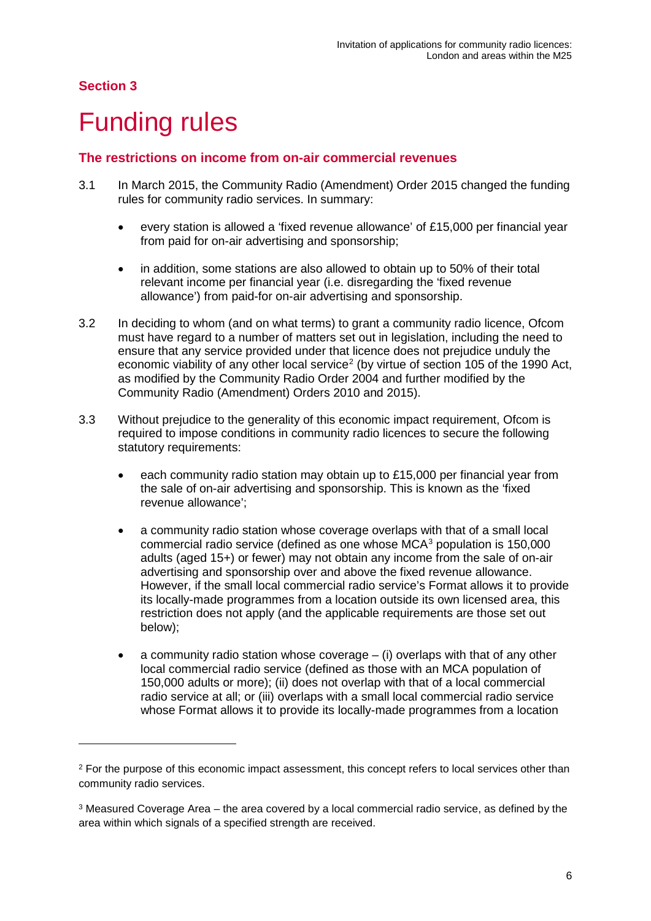## Section 3

# Funding rules

### The restrictions on income from on-air commercial revenues

3.1 In March 2015, the Community Radio (Amendment) Order 2015 changed the funding rules for community radio services. In summary:

- every station is allowed a 'fixed revenue allowance' of £15,000 per financial year from paid for on-air advertising and sponsorship;
- in addition, some stations are also allowed to obtain up to 50% of their total relevant income per financial year (i.e. disregarding the 'fixed revenue allowance') from paid-for on-air advertising and sponsorship.

3.2 In deciding to whom (and on what terms) to grant a community radio licence, Ofcom must have regard to a number of matters set out in legislation, including the need to ensure that any service provided under that licence does not prejudice unduly the economic viability of any other local service[2] (by virtue of section 105 of the 1990 Act, as modified by the Community Radio Order 2004 and further modified by the Community Radio (Amendment) Orders 2010 and 2015).

3.3 Without prejudice to the generality of this economic impact requirement, Ofcom is required to impose conditions in community radio licences to secure the following statutory requirements:

- each community radio station may obtain up to £15,000 per financial year from the sale of on-air advertising and sponsorship. This is known as the 'fixed revenue allowance';
- a community radio station whose coverage overlaps with that of a small local commercial radio service (defined as one whose MCA[3] population is 150,000 adults (aged 15+) or fewer) may not obtain any income from the sale of on-air advertising and sponsorship over and above the fixed revenue allowance. However, if the small local commercial radio service's Format allows it to provide its locally-made programmes from a location outside its own licensed area, this restriction does not apply (and the applicable requirements are those set out below);
- a community radio station whose coverage – (i) overlaps with that of any other local commercial radio service (defined as those with an MCA population of 150,000 adults or more); (ii) does not overlap with that of a local commercial radio service at all; or (iii) overlaps with a small local commercial radio service whose Format allows it to provide its locally-made programmes from a location

[2] For the purpose of this economic impact assessment, this concept refers to local services other than community radio services.

[3] Measured Coverage Area – the area covered by a local commercial radio service, as defined by the area within which signals of a specified strength are received.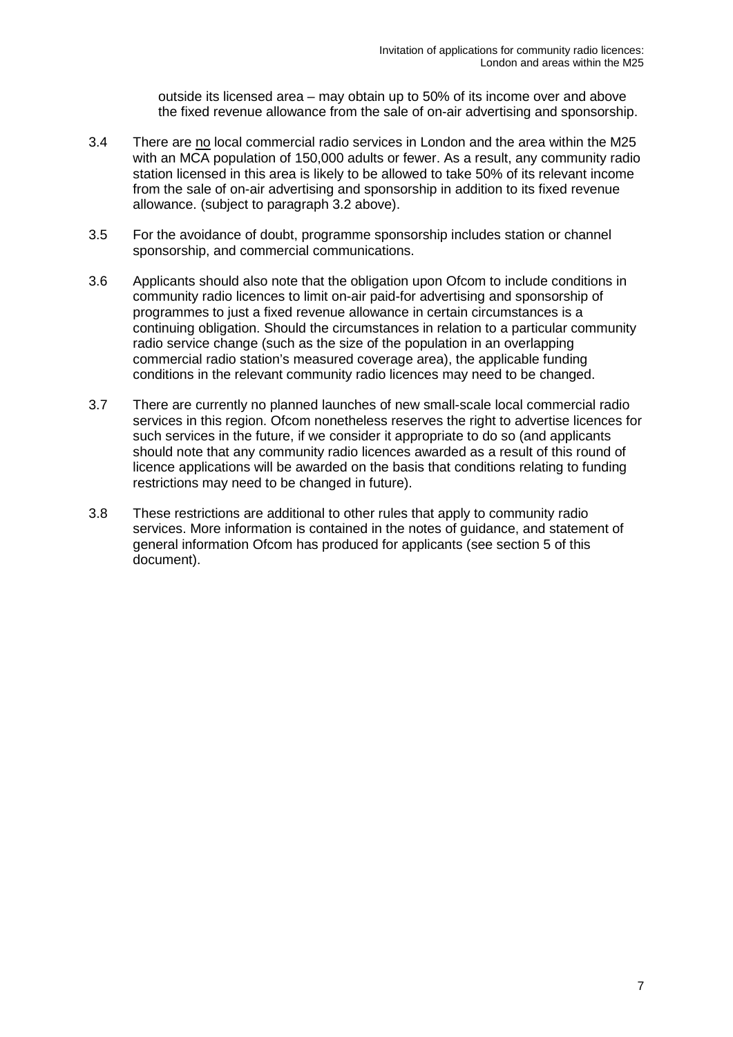outside its licensed area – may obtain up to 50% of its income over and above the fixed revenue allowance from the sale of on-air advertising and sponsorship.

3.4 There are no local commercial radio services in London and the area within the M25 with an MCA population of 150,000 adults or fewer. As a result, any community radio station licensed in this area is likely to be allowed to take 50% of its relevant income from the sale of on-air advertising and sponsorship in addition to its fixed revenue allowance. (subject to paragraph 3.2 above).

3.5 For the avoidance of doubt, programme sponsorship includes station or channel sponsorship, and commercial communications.

3.6 Applicants should also note that the obligation upon Ofcom to include conditions in community radio licences to limit on-air paid-for advertising and sponsorship of programmes to just a fixed revenue allowance in certain circumstances is a continuing obligation. Should the circumstances in relation to a particular community radio service change (such as the size of the population in an overlapping commercial radio station's measured coverage area), the applicable funding conditions in the relevant community radio licences may need to be changed.

3.7 There are currently no planned launches of new small-scale local commercial radio services in this region. Ofcom nonetheless reserves the right to advertise licences for such services in the future, if we consider it appropriate to do so (and applicants should note that any community radio licences awarded as a result of this round of licence applications will be awarded on the basis that conditions relating to funding restrictions may need to be changed in future).

3.8 These restrictions are additional to other rules that apply to community radio services. More information is contained in the notes of guidance, and statement of general information Ofcom has produced for applicants (see section 5 of this document).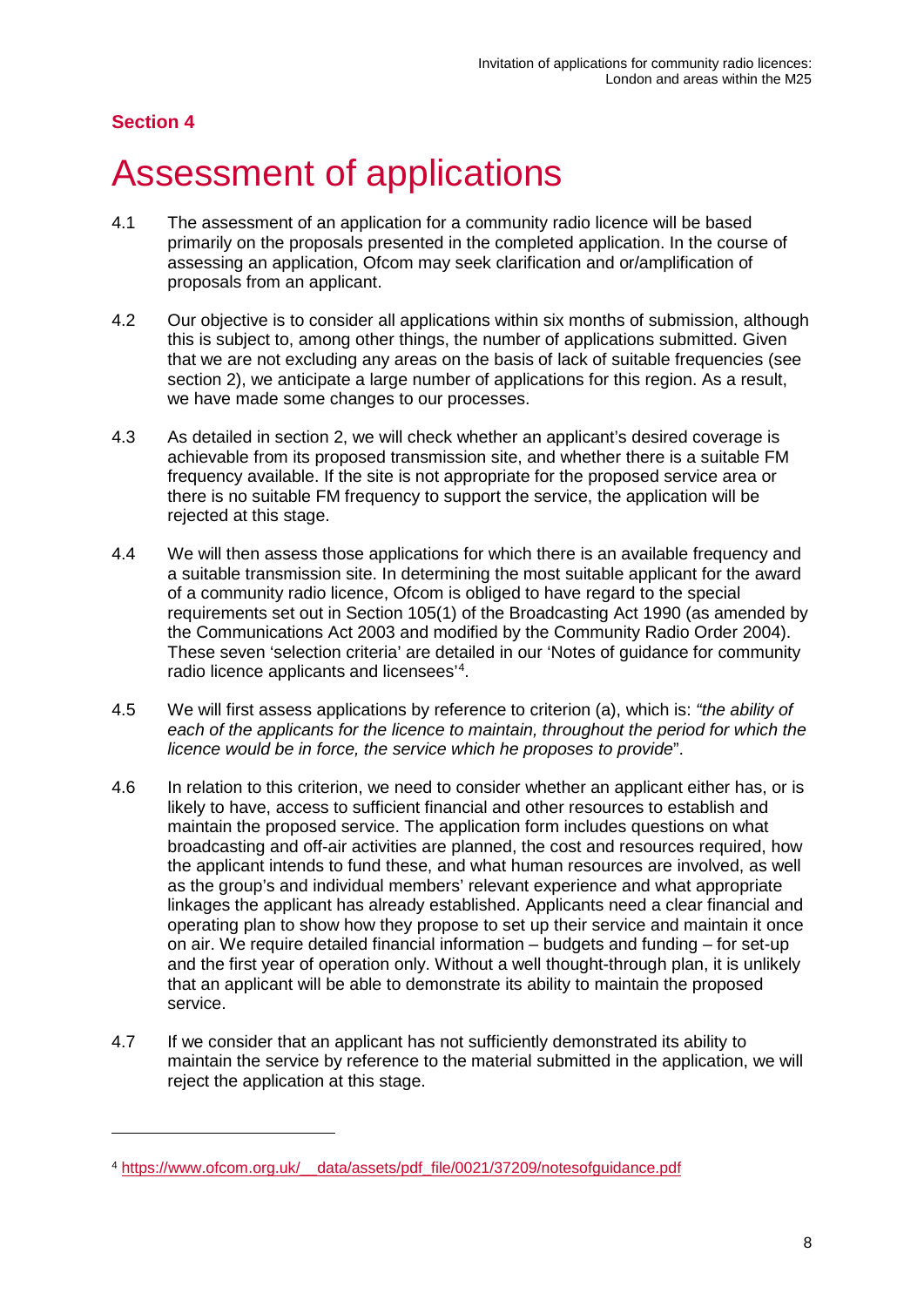## Section 4

# Assessment of applications

4.1 The assessment of an application for a community radio licence will be based primarily on the proposals presented in the completed application. In the course of assessing an application, Ofcom may seek clarification and or/amplification of proposals from an applicant.

4.2 Our objective is to consider all applications within six months of submission, although this is subject to, among other things, the number of applications submitted. Given that we are not excluding any areas on the basis of lack of suitable frequencies (see section 2), we anticipate a large number of applications for this region. As a result, we have made some changes to our processes.

4.3 As detailed in section 2, we will check whether an applicant's desired coverage is achievable from its proposed transmission site, and whether there is a suitable FM frequency available. If the site is not appropriate for the proposed service area or there is no suitable FM frequency to support the service, the application will be rejected at this stage.

4.4 We will then assess those applications for which there is an available frequency and a suitable transmission site. In determining the most suitable applicant for the award of a community radio licence, Ofcom is obliged to have regard to the special requirements set out in Section 105(1) of the Broadcasting Act 1990 (as amended by the Communications Act 2003 and modified by the Community Radio Order 2004). These seven 'selection criteria' are detailed in our 'Notes of guidance for community radio licence applicants and licensees'[4].

4.5 We will first assess applications by reference to criterion (a), which is: *"the ability of each of the applicants for the licence to maintain, throughout the period for which the licence would be in force, the service which he proposes to provide*".

4.6 In relation to this criterion, we need to consider whether an applicant either has, or is likely to have, access to sufficient financial and other resources to establish and maintain the proposed service. The application form includes questions on what broadcasting and off-air activities are planned, the cost and resources required, how the applicant intends to fund these, and what human resources are involved, as well as the group's and individual members' relevant experience and what appropriate linkages the applicant has already established. Applicants need a clear financial and operating plan to show how they propose to set up their service and maintain it once on air. We require detailed financial information – budgets and funding – for set-up and the first year of operation only. Without a well thought-through plan, it is unlikely that an applicant will be able to demonstrate its ability to maintain the proposed service.

4.7 If we consider that an applicant has not sufficiently demonstrated its ability to maintain the service by reference to the material submitted in the application, we will reject the application at this stage.

---

[4] https://www.ofcom.org.uk/__data/assets/pdf_file/0021/37209/notesofguidance.pdf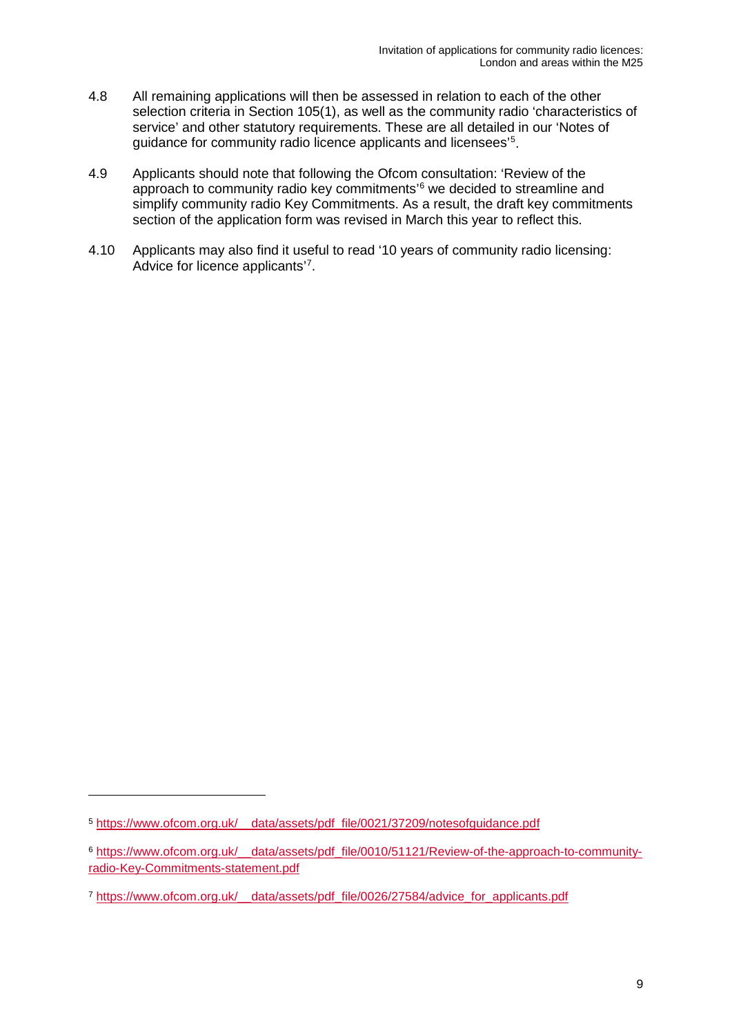4.8 All remaining applications will then be assessed in relation to each of the other selection criteria in Section 105(1), as well as the community radio 'characteristics of service' and other statutory requirements. These are all detailed in our 'Notes of guidance for community radio licence applicants and licensees'[5].

4.9 Applicants should note that following the Ofcom consultation: 'Review of the approach to community radio key commitments'[6] we decided to streamline and simplify community radio Key Commitments. As a result, the draft key commitments section of the application form was revised in March this year to reflect this.

4.10 Applicants may also find it useful to read '10 years of community radio licensing: Advice for licence applicants'[7].

---

[5] https://www.ofcom.org.uk/__data/assets/pdf_file/0021/37209/notesofguidance.pdf

[6] https://www.ofcom.org.uk/__data/assets/pdf_file/0010/51121/Review-of-the-approach-to-community-radio-Key-Commitments-statement.pdf

[7] https://www.ofcom.org.uk/__data/assets/pdf_file/0026/27584/advice_for_applicants.pdf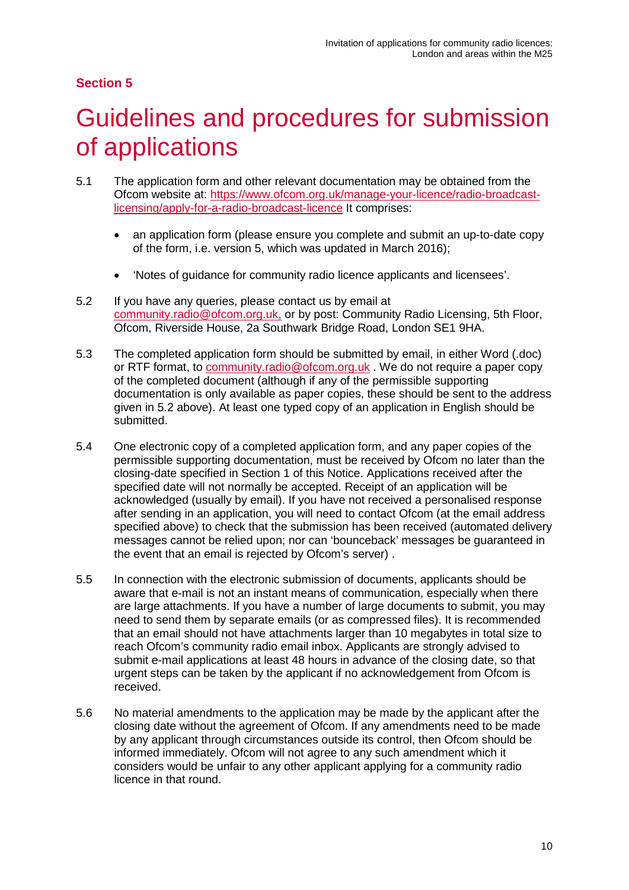**Section 5**

# Guidelines and procedures for submission of applications

5.1 The application form and other relevant documentation may be obtained from the Ofcom website at: [https://www.ofcom.org.uk/manage-your-licence/radio-broadcast-licensing/apply-for-a-radio-broadcast-licence](https://www.ofcom.org.uk/manage-your-licence/radio-broadcast-licensing/apply-for-a-radio-broadcast-licence) It comprises:

- an application form (please ensure you complete and submit an up-to-date copy of the form, i.e. version 5, which was updated in March 2016);
- 'Notes of guidance for community radio licence applicants and licensees'.

5.2 If you have any queries, please contact us by email at community.radio@ofcom.org.uk, or by post: Community Radio Licensing, 5th Floor, Ofcom, Riverside House, 2a Southwark Bridge Road, London SE1 9HA.

5.3 The completed application form should be submitted by email, in either Word (.doc) or RTF format, to community.radio@ofcom.org.uk . We do not require a paper copy of the completed document (although if any of the permissible supporting documentation is only available as paper copies, these should be sent to the address given in 5.2 above). At least one typed copy of an application in English should be submitted.

5.4 One electronic copy of a completed application form, and any paper copies of the permissible supporting documentation, must be received by Ofcom no later than the closing-date specified in Section 1 of this Notice. Applications received after the specified date will not normally be accepted. Receipt of an application will be acknowledged (usually by email). If you have not received a personalised response after sending in an application, you will need to contact Ofcom (at the email address specified above) to check that the submission has been received (automated delivery messages cannot be relied upon; nor can 'bounceback' messages be guaranteed in the event that an email is rejected by Ofcom's server) .

5.5 In connection with the electronic submission of documents, applicants should be aware that e-mail is not an instant means of communication, especially when there are large attachments. If you have a number of large documents to submit, you may need to send them by separate emails (or as compressed files). It is recommended that an email should not have attachments larger than 10 megabytes in total size to reach Ofcom's community radio email inbox. Applicants are strongly advised to submit e-mail applications at least 48 hours in advance of the closing date, so that urgent steps can be taken by the applicant if no acknowledgement from Ofcom is received.

5.6 No material amendments to the application may be made by the applicant after the closing date without the agreement of Ofcom. If any amendments need to be made by any applicant through circumstances outside its control, then Ofcom should be informed immediately. Ofcom will not agree to any such amendment which it considers would be unfair to any other applicant applying for a community radio licence in that round.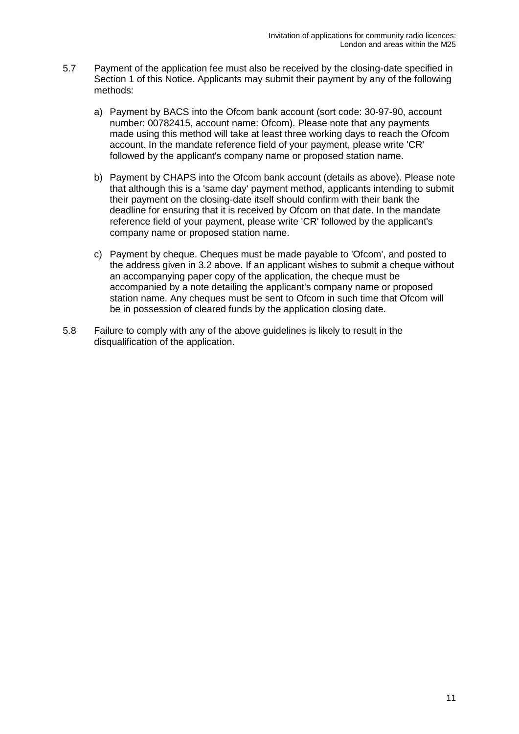5.7 Payment of the application fee must also be received by the closing-date specified in Section 1 of this Notice. Applicants may submit their payment by any of the following methods:

   a) Payment by BACS into the Ofcom bank account (sort code: 30-97-90, account number: 00782415, account name: Ofcom). Please note that any payments made using this method will take at least three working days to reach the Ofcom account. In the mandate reference field of your payment, please write 'CR' followed by the applicant's company name or proposed station name.

   b) Payment by CHAPS into the Ofcom bank account (details as above). Please note that although this is a 'same day' payment method, applicants intending to submit their payment on the closing-date itself should confirm with their bank the deadline for ensuring that it is received by Ofcom on that date. In the mandate reference field of your payment, please write 'CR' followed by the applicant's company name or proposed station name.

   c) Payment by cheque. Cheques must be made payable to 'Ofcom', and posted to the address given in 3.2 above. If an applicant wishes to submit a cheque without an accompanying paper copy of the application, the cheque must be accompanied by a note detailing the applicant's company name or proposed station name. Any cheques must be sent to Ofcom in such time that Ofcom will be in possession of cleared funds by the application closing date.

5.8 Failure to comply with any of the above guidelines is likely to result in the disqualification of the application.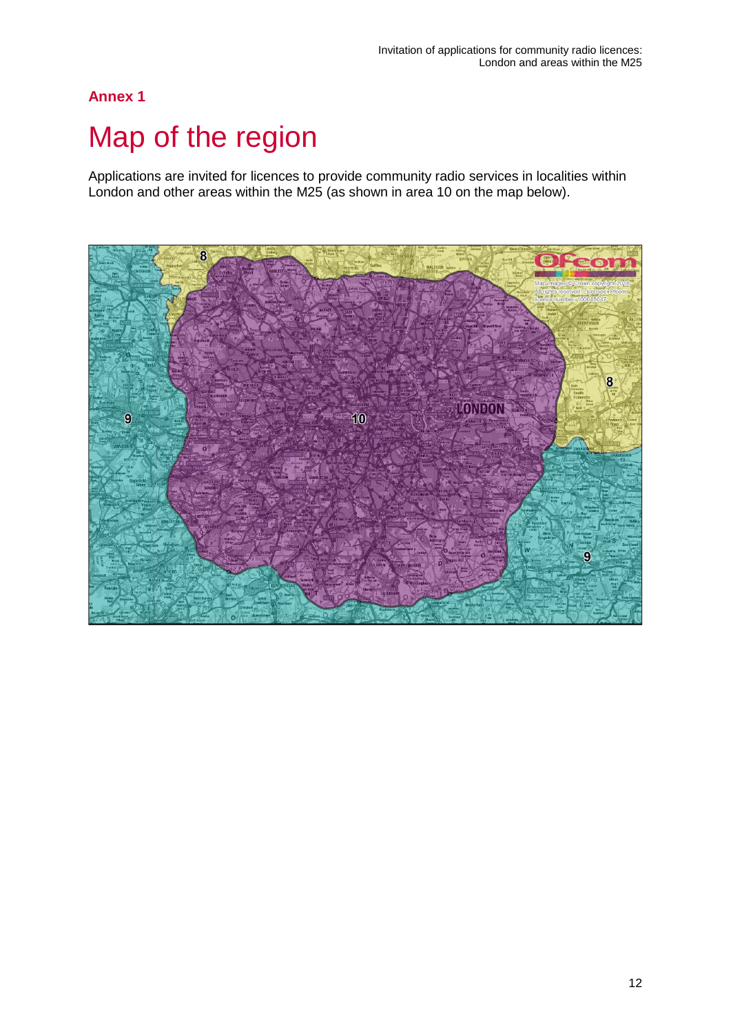## Annex 1

# Map of the region

Applications are invited for licences to provide community radio services in localities within London and other areas within the M25 (as shown in area 10 on the map below).